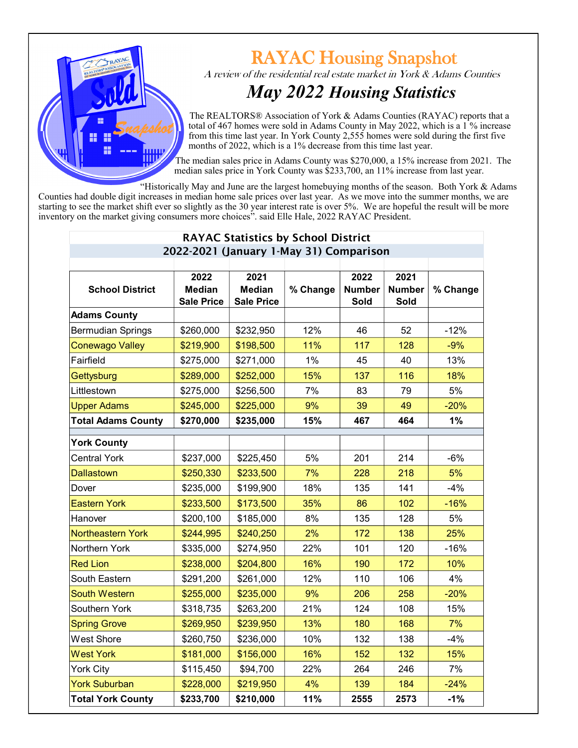# RAYAC Housing Snapshot

*A review of the residential real estate market in York & Adams Counties*

## *May 2022 Housing Statistics*

The REALTORS® Association of York & Adams Counties (RAYAC) reports that a total of 467 homes were sold in Adams County in May 2022, which is a 1 % increase from this time last year. In York County 2,555 homes were sold during the first five months of 2022, which is a 1% decrease from this time last year.

The median sales price in Adams County was $270,000, a 15% increase from 2021. The median sales price in York County was $233,700, an 11% increase from last year.

"Historically May and June are the largest homebuying months of the season. Both York & Adams Counties had double digit increases in median home sale prices over last year. As we move into the summer months, we are starting to see the market shift ever so slightly as the 30 year interest rate is over 5%. We are hopeful the result will be more inventory on the market giving consumers more choices". said Elle Hale, 2022 RAYAC President.

**RAYAC Statistics by School District**
**2022-2021 (January 1-May 31) Comparison**

| School District | 2022 Median Sale Price | 2021 Median Sale Price | % Change | 2022 Number Sold | 2021 Number Sold | % Change |
|---|---|---|---|---|---|---|
| **Adams County** | | | | | | |
| Bermudian Springs | $260,000 | $232,950 | 12% | 46 | 52 | -12% |
| Conewago Valley | $219,900 | $198,500 | 11% | 117 | 128 | -9% |
| Fairfield | $275,000 | $271,000 | 1% | 45 | 40 | 13% |
| Gettysburg | $289,000 | $252,000 | 15% | 137 | 116 | 18% |
| Littlestown | $275,000 | $256,500 | 7% | 83 | 79 | 5% |
| Upper Adams | $245,000 | $225,000 | 9% | 39 | 49 | -20% |
| **Total Adams County** | **$270,000** | **$235,000** | **15%** | **467** | **464** | **1%** |
| **York County** | | | | | | |
| Central York | $237,000 | $225,450 | 5% | 201 | 214 | -6% |
| Dallastown | $250,330 | $233,500 | 7% | 228 | 218 | 5% |
| Dover | $235,000 | $199,900 | 18% | 135 | 141 | -4% |
| Eastern York | $233,500 | $173,500 | 35% | 86 | 102 | -16% |
| Hanover | $200,100 | $185,000 | 8% | 135 | 128 | 5% |
| Northeastern York | $244,995 | $240,250 | 2% | 172 | 138 | 25% |
| Northern York | $335,000 | $274,950 | 22% | 101 | 120 | -16% |
| Red Lion | $238,000 | $204,800 | 16% | 190 | 172 | 10% |
| South Eastern | $291,200 | $261,000 | 12% | 110 | 106 | 4% |
| South Western | $255,000 | $235,000 | 9% | 206 | 258 | -20% |
| Southern York | $318,735 | $263,200 | 21% | 124 | 108 | 15% |
| Spring Grove | $269,950 | $239,950 | 13% | 180 | 168 | 7% |
| West Shore | $260,750 | $236,000 | 10% | 132 | 138 | -4% |
| West York | $181,000 | $156,000 | 16% | 152 | 132 | 15% |
| York City | $115,450 | $94,700 | 22% | 264 | 246 | 7% |
| York Suburban | $228,000 | $219,950 | 4% | 139 | 184 | -24% |
| **Total York County** | **$233,700** | **$210,000** | **11%** | **2555** | **2573** | **-1%** |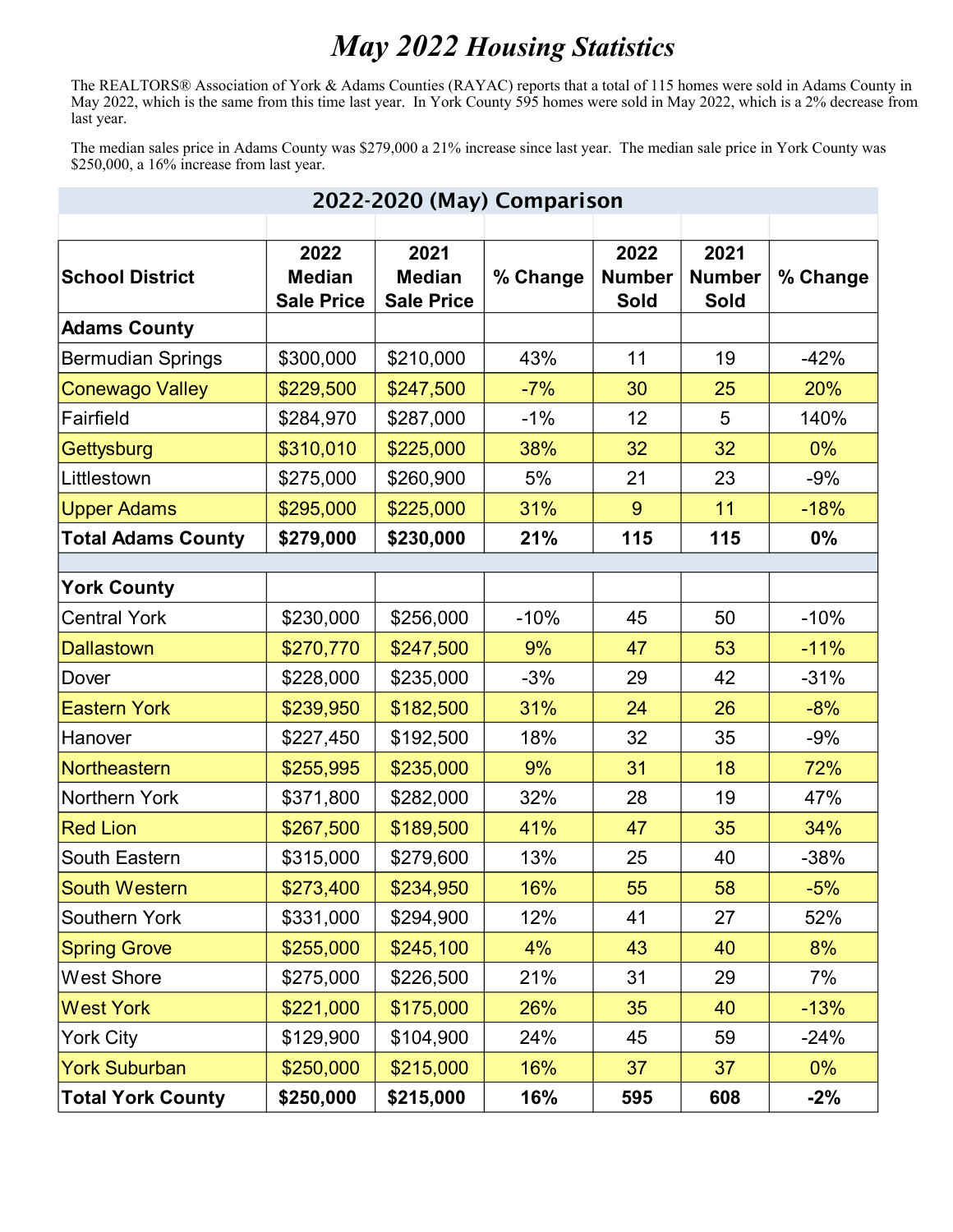# May 2022 Housing Statistics

The REALTORS® Association of York & Adams Counties (RAYAC) reports that a total of 115 homes were sold in Adams County in May 2022, which is the same from this time last year. In York County 595 homes were sold in May 2022, which is a 2% decrease from last year.

The median sales price in Adams County was $279,000 a 21% increase since last year. The median sale price in York County was $250,000, a 16% increase from last year.

## 2022-2020 (May) Comparison

| School District | 2022 Median Sale Price | 2021 Median Sale Price | % Change | 2022 Number Sold | 2021 Number Sold | % Change |
|---|---|---|---|---|---|---|
| **Adams County** | | | | | | |
| Bermudian Springs | $300,000 | $210,000 | 43% | 11 | 19 | -42% |
| Conewago Valley | $229,500 | $247,500 | -7% | 30 | 25 | 20% |
| Fairfield | $284,970 | $287,000 | -1% | 12 | 5 | 140% |
| Gettysburg | $310,010 | $225,000 | 38% | 32 | 32 | 0% |
| Littlestown | $275,000 | $260,900 | 5% | 21 | 23 | -9% |
| Upper Adams | $295,000 | $225,000 | 31% | 9 | 11 | -18% |
| **Total Adams County** | **$279,000** | **$230,000** | **21%** | **115** | **115** | **0%** |
| | | | | | | |
| **York County** | | | | | | |
| Central York | $230,000 | $256,000 | -10% | 45 | 50 | -10% |
| Dallastown | $270,770 | $247,500 | 9% | 47 | 53 | -11% |
| Dover | $228,000 | $235,000 | -3% | 29 | 42 | -31% |
| Eastern York | $239,950 | $182,500 | 31% | 24 | 26 | -8% |
| Hanover | $227,450 | $192,500 | 18% | 32 | 35 | -9% |
| Northeastern | $255,995 | $235,000 | 9% | 31 | 18 | 72% |
| Northern York | $371,800 | $282,000 | 32% | 28 | 19 | 47% |
| Red Lion | $267,500 | $189,500 | 41% | 47 | 35 | 34% |
| South Eastern | $315,000 | $279,600 | 13% | 25 | 40 | -38% |
| South Western | $273,400 | $234,950 | 16% | 55 | 58 | -5% |
| Southern York | $331,000 | $294,900 | 12% | 41 | 27 | 52% |
| Spring Grove | $255,000 | $245,100 | 4% | 43 | 40 | 8% |
| West Shore | $275,000 | $226,500 | 21% | 31 | 29 | 7% |
| West York | $221,000 | $175,000 | 26% | 35 | 40 | -13% |
| York City | $129,900 | $104,900 | 24% | 45 | 59 | -24% |
| York Suburban | $250,000 | $215,000 | 16% | 37 | 37 | 0% |
| **Total York County** | **$250,000** | **$215,000** | **16%** | **595** | **608** | **-2%** |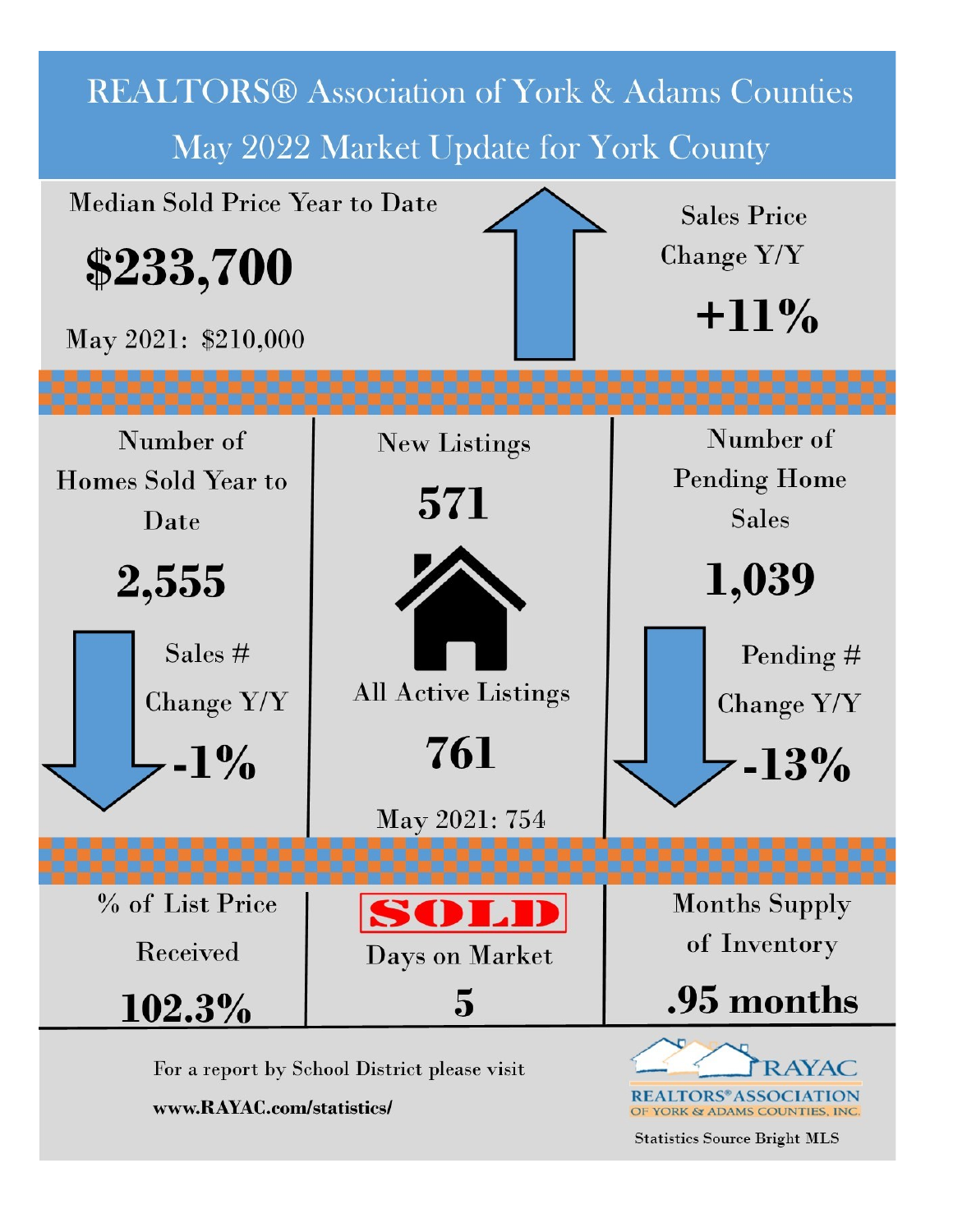# REALTORS® Association of York & Adams Counties

## May 2022 Market Update for York County

**Median Sold Price Year to Date**

**$233,700**

May 2021: $210,000

**Sales Price Change Y/Y**

**+11%**

---

**Number of Homes Sold Year to Date**

**2,555**

Sales # Change Y/Y

**-1%**

**New Listings**

**571**

**All Active Listings**

**761**

May 2021: 754

**Number of Pending Home Sales**

**1,039**

Pending # Change Y/Y

**-13%**

---

**% of List Price Received**

**102.3%**

SOLD

**Days on Market**

**5**

**Months Supply of Inventory**

**.95 months**

---

For a report by School District please visit

**www.RAYAC.com/statistics/**

RAYAC
REALTORS® ASSOCIATION OF YORK & ADAMS COUNTIES, INC.

Statistics Source Bright MLS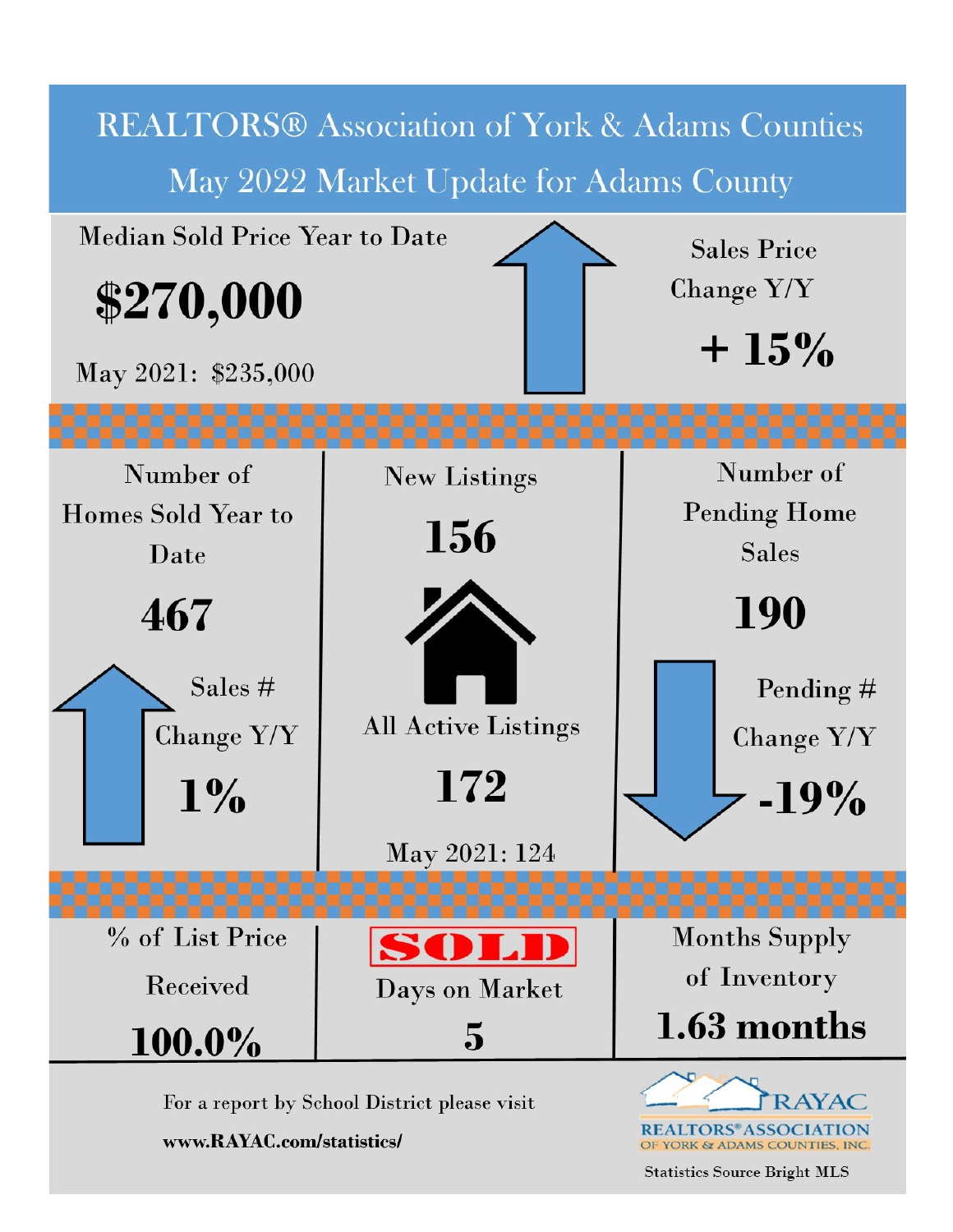# REALTORS® Association of York & Adams Counties

## May 2022 Market Update for Adams County

**Median Sold Price Year to Date**

**$270,000**

May 2021: $235,000

Sales Price Change Y/Y

**+ 15%**

---

Number of Homes Sold Year to Date

**467**

Sales # Change Y/Y

**1%**

New Listings

**156**

All Active Listings

**172**

May 2021: 124

Number of Pending Home Sales

**190**

Pending # Change Y/Y

**-19%**

---

% of List Price Received

**100.0%**

SOLD

Days on Market

**5**

Months Supply of Inventory

**1.63 months**

---

For a report by School District please visit

**www.RAYAC.com/statistics/**

RAYAC
REALTORS® ASSOCIATION OF YORK & ADAMS COUNTIES, INC.

Statistics Source Bright MLS